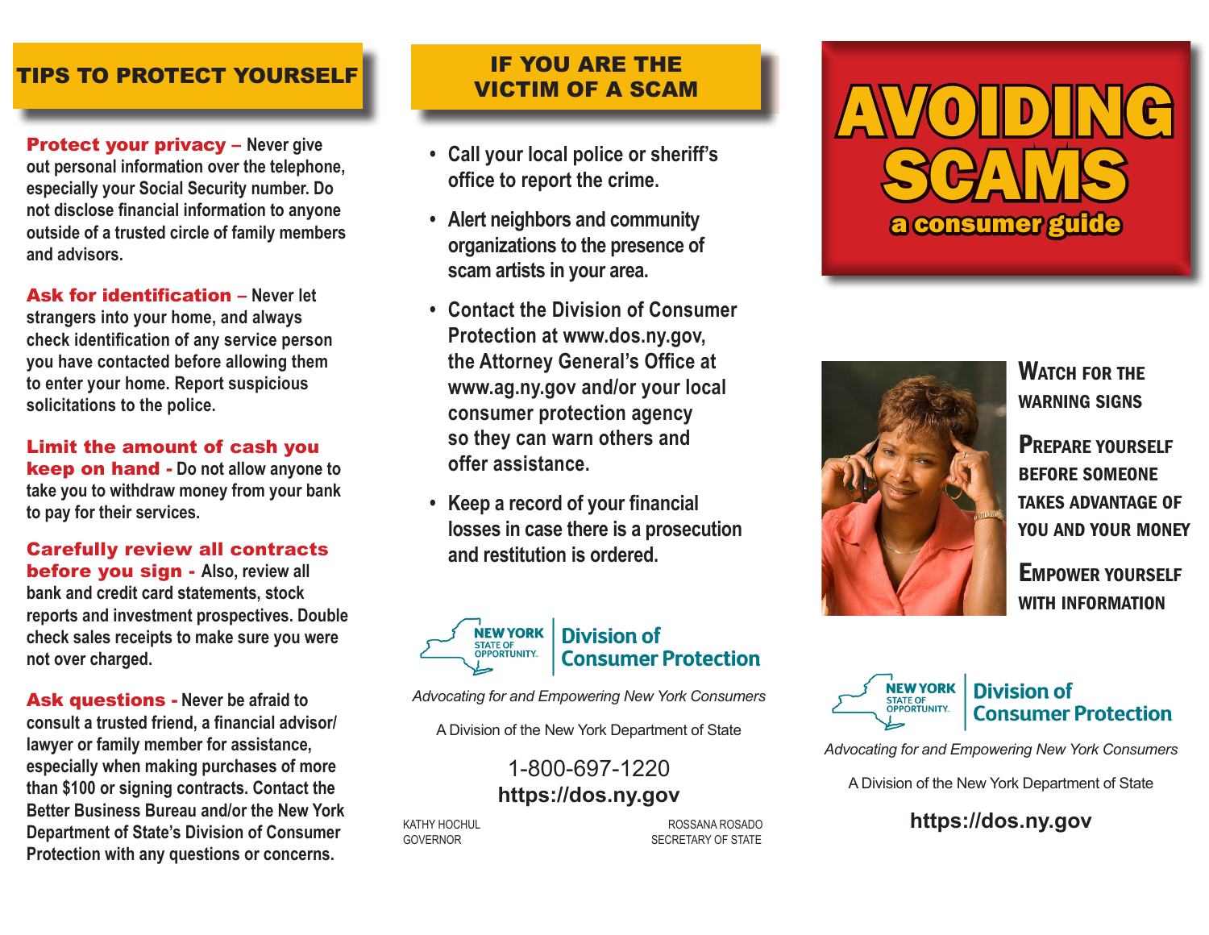## TIPS TO PROTECT YOURSELF

**Protect your privacy –** Never give out personal information over the telephone, especially your Social Security number. Do not disclose financial information to anyone outside of a trusted circle of family members and advisors.

**Ask for identification –** Never let strangers into your home, and always check identification of any service person you have contacted before allowing them to enter your home. Report suspicious solicitations to the police.

**Limit the amount of cash you keep on hand -** Do not allow anyone to take you to withdraw money from your bank to pay for their services.

**Carefully review all contracts before you sign -** Also, review all bank and credit card statements, stock reports and investment prospectives. Double check sales receipts to make sure you were not over charged.

**Ask questions -** Never be afraid to consult a trusted friend, a financial advisor/lawyer or family member for assistance, especially when making purchases of more than $100 or signing contracts. Contact the Better Business Bureau and/or the New York Department of State's Division of Consumer Protection with any questions or concerns.

## IF YOU ARE THE VICTIM OF A SCAM

- Call your local police or sheriff's office to report the crime.
- Alert neighbors and community organizations to the presence of scam artists in your area.
- Contact the Division of Consumer Protection at www.dos.ny.gov, the Attorney General's Office at www.ag.ny.gov and/or your local consumer protection agency so they can warn others and offer assistance.
- Keep a record of your financial losses in case there is a prosecution and restitution is ordered.

NEW YORK STATE OF OPPORTUNITY. **Division of Consumer Protection**

*Advocating for and Empowering New York Consumers*

A Division of the New York Department of State

1-800-697-1220

**https://dos.ny.gov**

KATHY HOCHUL
GOVERNOR

ROSSANA ROSADO
SECRETARY OF STATE

# AVOIDING SCAMS

## a consumer guide

**WATCH FOR THE WARNING SIGNS**

**PREPARE YOURSELF BEFORE SOMEONE TAKES ADVANTAGE OF YOU AND YOUR MONEY**

**EMPOWER YOURSELF WITH INFORMATION**

NEW YORK STATE OF OPPORTUNITY. **Division of Consumer Protection**

*Advocating for and Empowering New York Consumers*

A Division of the New York Department of State

**https://dos.ny.gov**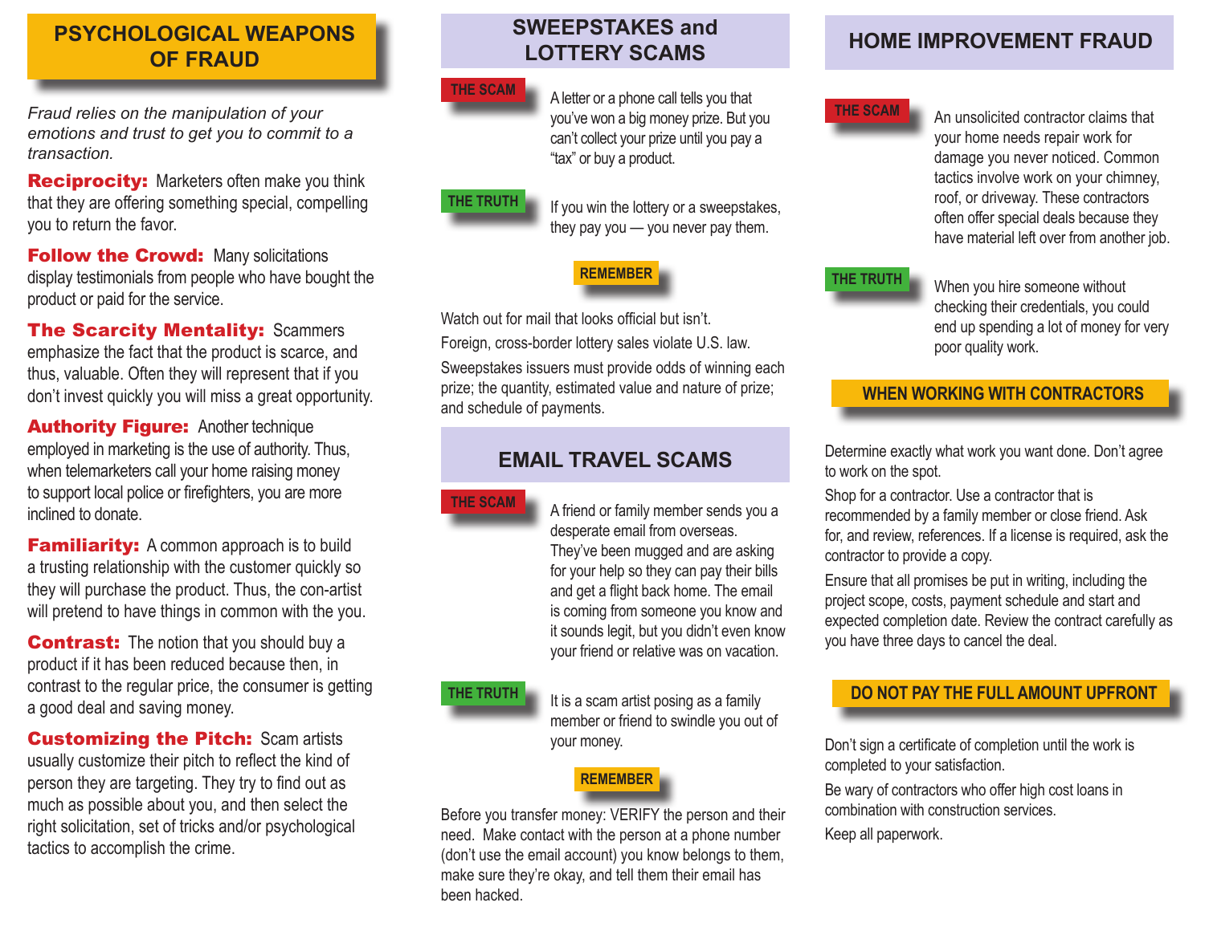## PSYCHOLOGICAL WEAPONS OF FRAUD

*Fraud relies on the manipulation of your emotions and trust to get you to commit to a transaction.*

**Reciprocity:** Marketers often make you think that they are offering something special, compelling you to return the favor.

**Follow the Crowd:** Many solicitations display testimonials from people who have bought the product or paid for the service.

**The Scarcity Mentality:** Scammers emphasize the fact that the product is scarce, and thus, valuable. Often they will represent that if you don't invest quickly you will miss a great opportunity.

**Authority Figure:** Another technique employed in marketing is the use of authority. Thus, when telemarketers call your home raising money to support local police or firefighters, you are more inclined to donate.

**Familiarity:** A common approach is to build a trusting relationship with the customer quickly so they will purchase the product. Thus, the con-artist will pretend to have things in common with the you.

**Contrast:** The notion that you should buy a product if it has been reduced because then, in contrast to the regular price, the consumer is getting a good deal and saving money.

**Customizing the Pitch:** Scam artists usually customize their pitch to reflect the kind of person they are targeting. They try to find out as much as possible about you, and then select the right solicitation, set of tricks and/or psychological tactics to accomplish the crime.

## SWEEPSTAKES and LOTTERY SCAMS

**THE SCAM**

A letter or a phone call tells you that you've won a big money prize. But you can't collect your prize until you pay a "tax" or buy a product.

**THE TRUTH**

If you win the lottery or a sweepstakes, they pay you — you never pay them.

**REMEMBER**

Watch out for mail that looks official but isn't.

Foreign, cross-border lottery sales violate U.S. law.

Sweepstakes issuers must provide odds of winning each prize; the quantity, estimated value and nature of prize; and schedule of payments.

## EMAIL TRAVEL SCAMS

**THE SCAM**

A friend or family member sends you a desperate email from overseas. They've been mugged and are asking for your help so they can pay their bills and get a flight back home. The email is coming from someone you know and it sounds legit, but you didn't even know your friend or relative was on vacation.

**THE TRUTH**

It is a scam artist posing as a family member or friend to swindle you out of your money.

**REMEMBER**

Before you transfer money: VERIFY the person and their need. Make contact with the person at a phone number (don't use the email account) you know belongs to them, make sure they're okay, and tell them their email has been hacked.

## HOME IMPROVEMENT FRAUD

**THE SCAM**

An unsolicited contractor claims that your home needs repair work for damage you never noticed. Common tactics involve work on your chimney, roof, or driveway. These contractors often offer special deals because they have material left over from another job.

**THE TRUTH**

When you hire someone without checking their credentials, you could end up spending a lot of money for very poor quality work.

**WHEN WORKING WITH CONTRACTORS**

Determine exactly what work you want done. Don't agree to work on the spot.

Shop for a contractor. Use a contractor that is recommended by a family member or close friend. Ask for, and review, references. If a license is required, ask the contractor to provide a copy.

Ensure that all promises be put in writing, including the project scope, costs, payment schedule and start and expected completion date. Review the contract carefully as you have three days to cancel the deal.

**DO NOT PAY THE FULL AMOUNT UPFRONT**

Don't sign a certificate of completion until the work is completed to your satisfaction.

Be wary of contractors who offer high cost loans in combination with construction services.

Keep all paperwork.